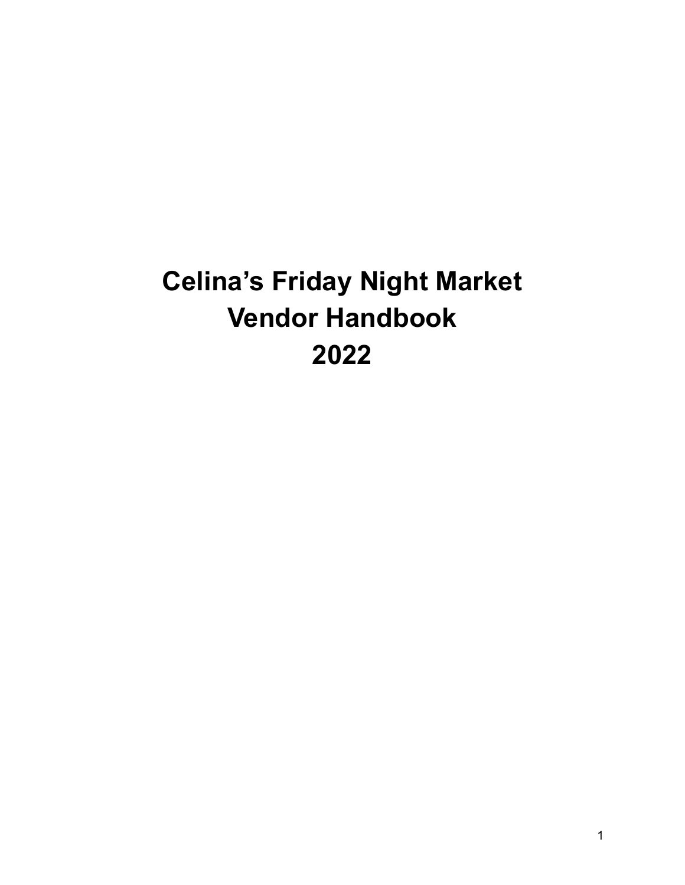# Celina's Friday Night Market
# Vendor Handbook
# 2022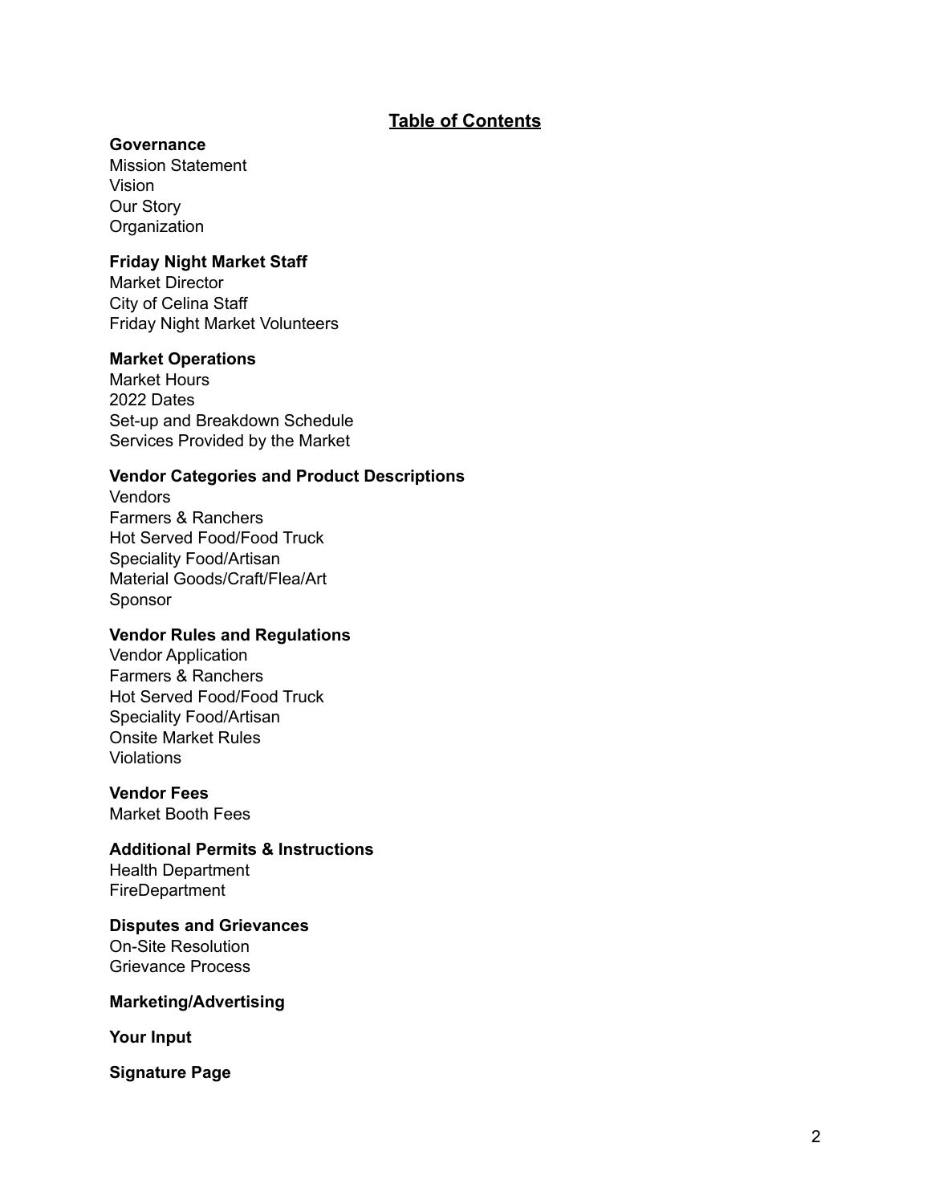# Table of Contents

**Governance**

Mission Statement
Vision
Our Story
Organization

**Friday Night Market Staff**

Market Director
City of Celina Staff
Friday Night Market Volunteers

**Market Operations**

Market Hours
2022 Dates
Set-up and Breakdown Schedule
Services Provided by the Market

**Vendor Categories and Product Descriptions**

Vendors
Farmers & Ranchers
Hot Served Food/Food Truck
Speciality Food/Artisan
Material Goods/Craft/Flea/Art
Sponsor

**Vendor Rules and Regulations**

Vendor Application
Farmers & Ranchers
Hot Served Food/Food Truck
Speciality Food/Artisan
Onsite Market Rules
Violations

**Vendor Fees**

Market Booth Fees

**Additional Permits & Instructions**

Health Department
FireDepartment

**Disputes and Grievances**

On-Site Resolution
Grievance Process

**Marketing/Advertising**

**Your Input**

**Signature Page**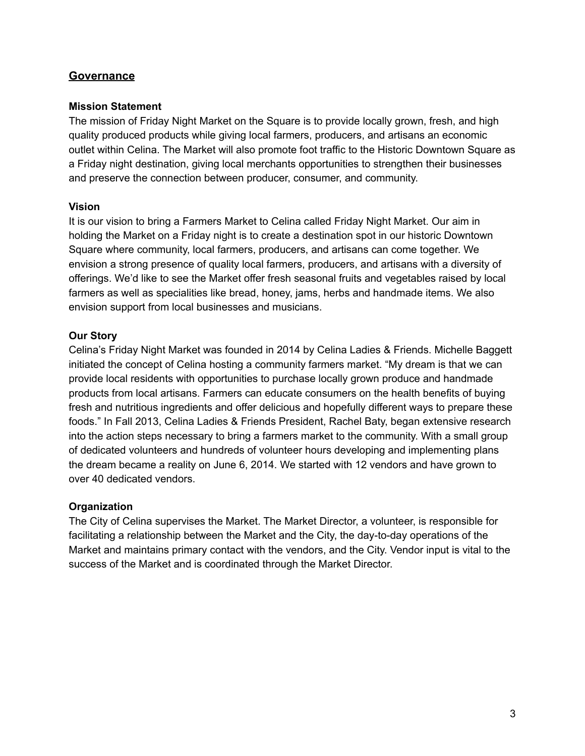## Governance

### Mission Statement

The mission of Friday Night Market on the Square is to provide locally grown, fresh, and high quality produced products while giving local farmers, producers, and artisans an economic outlet within Celina. The Market will also promote foot traffic to the Historic Downtown Square as a Friday night destination, giving local merchants opportunities to strengthen their businesses and preserve the connection between producer, consumer, and community.

### Vision

It is our vision to bring a Farmers Market to Celina called Friday Night Market. Our aim in holding the Market on a Friday night is to create a destination spot in our historic Downtown Square where community, local farmers, producers, and artisans can come together. We envision a strong presence of quality local farmers, producers, and artisans with a diversity of offerings. We'd like to see the Market offer fresh seasonal fruits and vegetables raised by local farmers as well as specialities like bread, honey, jams, herbs and handmade items. We also envision support from local businesses and musicians.

### Our Story

Celina's Friday Night Market was founded in 2014 by Celina Ladies & Friends. Michelle Baggett initiated the concept of Celina hosting a community farmers market. "My dream is that we can provide local residents with opportunities to purchase locally grown produce and handmade products from local artisans. Farmers can educate consumers on the health benefits of buying fresh and nutritious ingredients and offer delicious and hopefully different ways to prepare these foods." In Fall 2013, Celina Ladies & Friends President, Rachel Baty, began extensive research into the action steps necessary to bring a farmers market to the community. With a small group of dedicated volunteers and hundreds of volunteer hours developing and implementing plans the dream became a reality on June 6, 2014. We started with 12 vendors and have grown to over 40 dedicated vendors.

### Organization

The City of Celina supervises the Market. The Market Director, a volunteer, is responsible for facilitating a relationship between the Market and the City, the day-to-day operations of the Market and maintains primary contact with the vendors, and the City. Vendor input is vital to the success of the Market and is coordinated through the Market Director.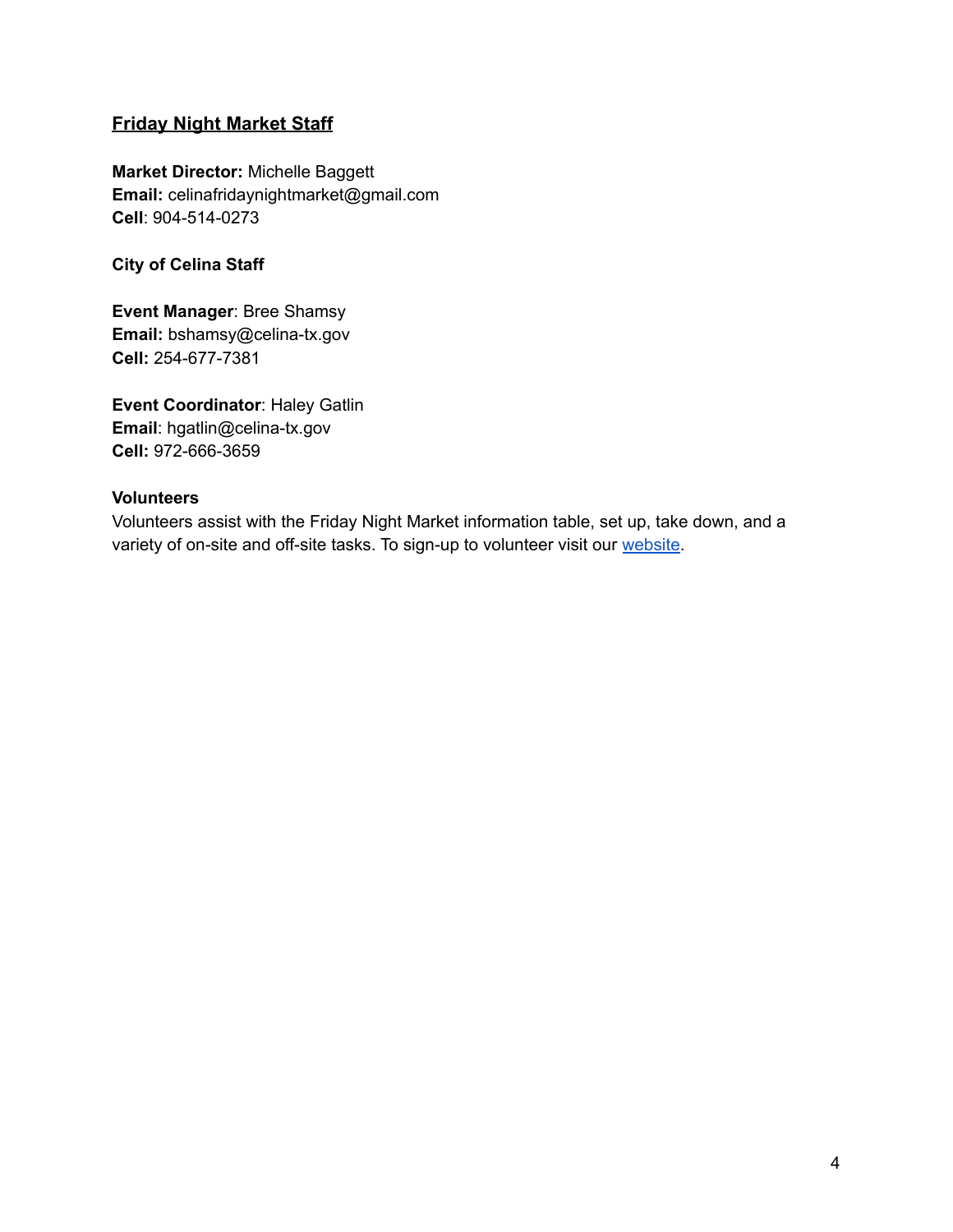## Friday Night Market Staff

**Market Director:** Michelle Baggett
**Email:** celinafridaynightmarket@gmail.com
**Cell**: 904-514-0273

**City of Celina Staff**

**Event Manager**: Bree Shamsy
**Email:** bshamsy@celina-tx.gov
**Cell:** 254-677-7381

**Event Coordinator**: Haley Gatlin
**Email**: hgatlin@celina-tx.gov
**Cell:** 972-666-3659

**Volunteers**

Volunteers assist with the Friday Night Market information table, set up, take down, and a variety of on-site and off-site tasks. To sign-up to volunteer visit our website.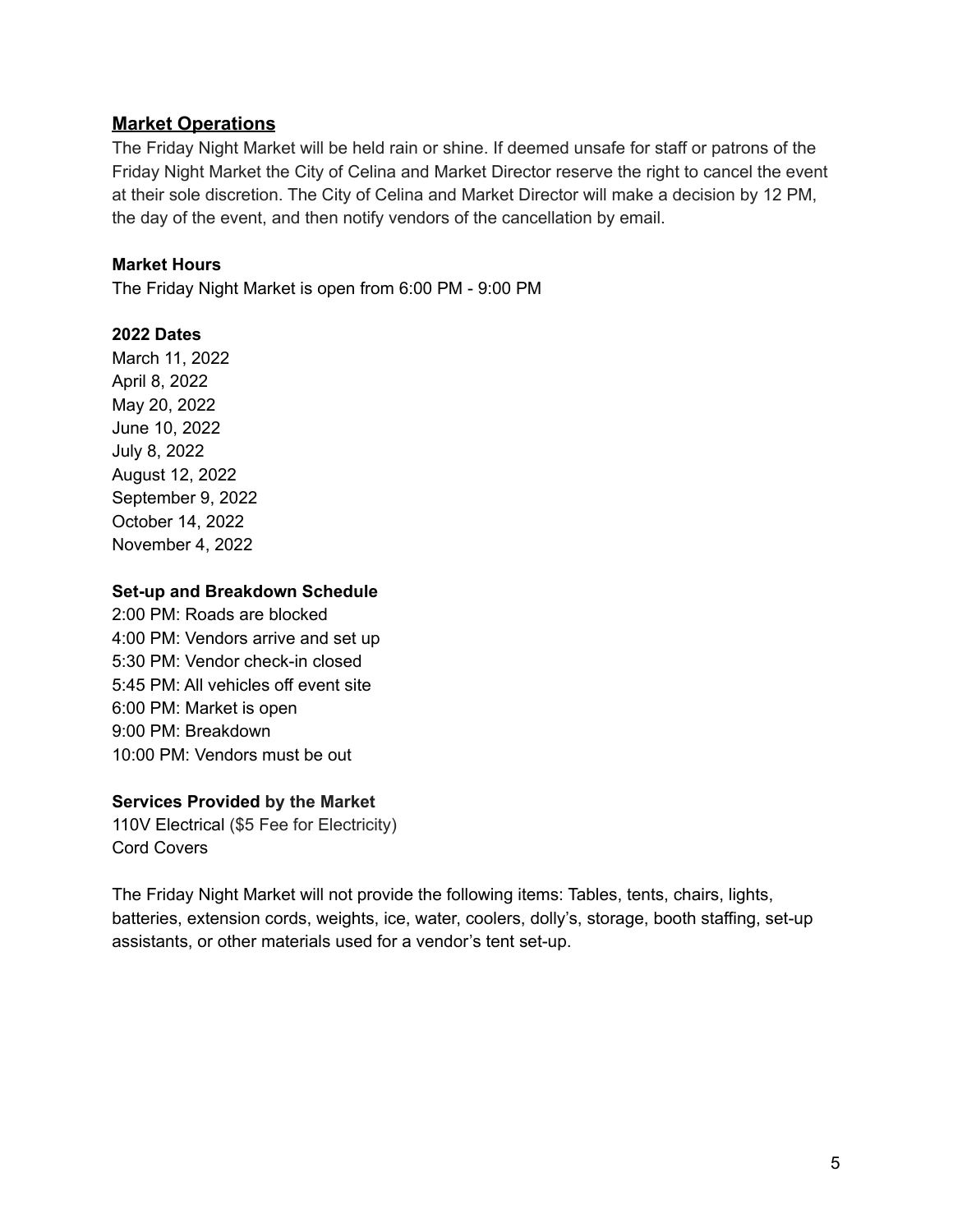## <u>Market Operations</u>

The Friday Night Market will be held rain or shine. If deemed unsafe for staff or patrons of the Friday Night Market the City of Celina and Market Director reserve the right to cancel the event at their sole discretion. The City of Celina and Market Director will make a decision by 12 PM, the day of the event, and then notify vendors of the cancellation by email.

**Market Hours**

The Friday Night Market is open from 6:00 PM - 9:00 PM

**2022 Dates**

March 11, 2022
April 8, 2022
May 20, 2022
June 10, 2022
July 8, 2022
August 12, 2022
September 9, 2022
October 14, 2022
November 4, 2022

**Set-up and Breakdown Schedule**

2:00 PM: Roads are blocked
4:00 PM: Vendors arrive and set up
5:30 PM: Vendor check-in closed
5:45 PM: All vehicles off event site
6:00 PM: Market is open
9:00 PM: Breakdown
10:00 PM: Vendors must be out

**Services Provided by the Market**

110V Electrical ($5 Fee for Electricity)
Cord Covers

The Friday Night Market will not provide the following items: Tables, tents, chairs, lights, batteries, extension cords, weights, ice, water, coolers, dolly's, storage, booth staffing, set-up assistants, or other materials used for a vendor's tent set-up.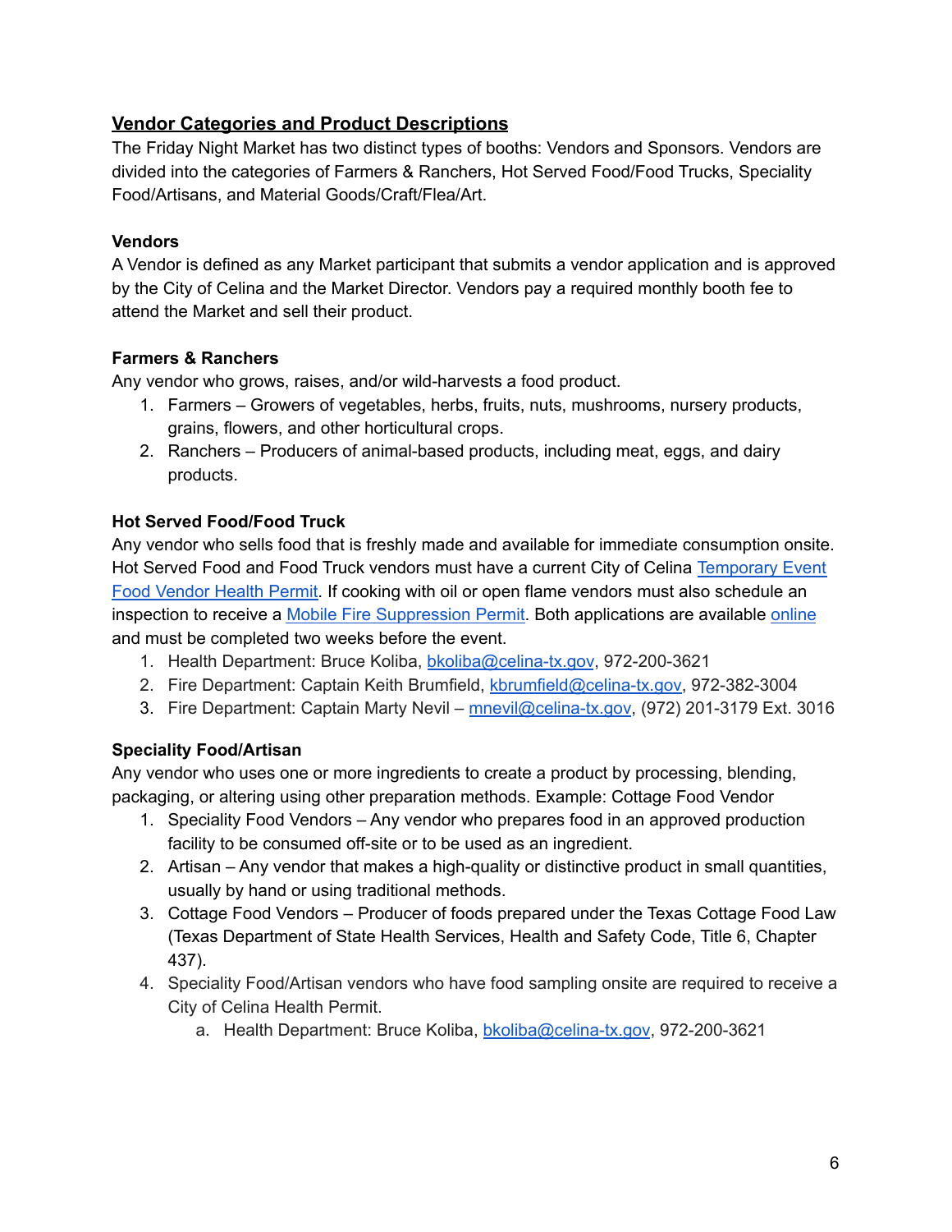## Vendor Categories and Product Descriptions

The Friday Night Market has two distinct types of booths: Vendors and Sponsors. Vendors are divided into the categories of Farmers & Ranchers, Hot Served Food/Food Trucks, Speciality Food/Artisans, and Material Goods/Craft/Flea/Art.

### Vendors

A Vendor is defined as any Market participant that submits a vendor application and is approved by the City of Celina and the Market Director. Vendors pay a required monthly booth fee to attend the Market and sell their product.

### Farmers & Ranchers

Any vendor who grows, raises, and/or wild-harvests a food product.

1. Farmers – Growers of vegetables, herbs, fruits, nuts, mushrooms, nursery products, grains, flowers, and other horticultural crops.
2. Ranchers – Producers of animal-based products, including meat, eggs, and dairy products.

### Hot Served Food/Food Truck

Any vendor who sells food that is freshly made and available for immediate consumption onsite. Hot Served Food and Food Truck vendors must have a current City of Celina Temporary Event Food Vendor Health Permit. If cooking with oil or open flame vendors must also schedule an inspection to receive a Mobile Fire Suppression Permit. Both applications are available online and must be completed two weeks before the event.

1. Health Department: Bruce Koliba, bkoliba@celina-tx.gov, 972-200-3621
2. Fire Department: Captain Keith Brumfield, kbrumfield@celina-tx.gov, 972-382-3004
3. Fire Department: Captain Marty Nevil – mnevil@celina-tx.gov, (972) 201-3179 Ext. 3016

### Speciality Food/Artisan

Any vendor who uses one or more ingredients to create a product by processing, blending, packaging, or altering using other preparation methods. Example: Cottage Food Vendor

1. Speciality Food Vendors – Any vendor who prepares food in an approved production facility to be consumed off-site or to be used as an ingredient.
2. Artisan – Any vendor that makes a high-quality or distinctive product in small quantities, usually by hand or using traditional methods.
3. Cottage Food Vendors – Producer of foods prepared under the Texas Cottage Food Law (Texas Department of State Health Services, Health and Safety Code, Title 6, Chapter 437).
4. Speciality Food/Artisan vendors who have food sampling onsite are required to receive a City of Celina Health Permit.
   a. Health Department: Bruce Koliba, bkoliba@celina-tx.gov, 972-200-3621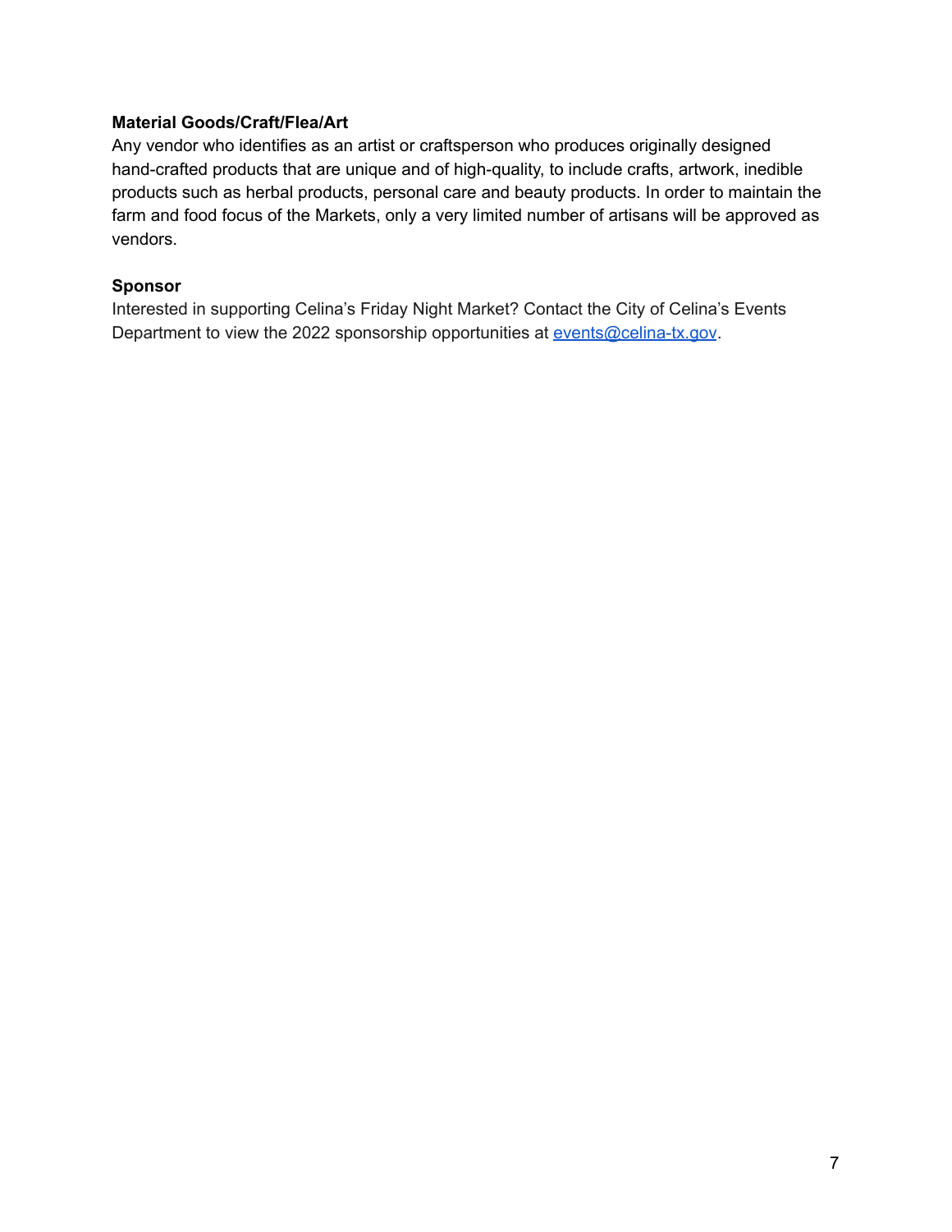**Material Goods/Craft/Flea/Art**

Any vendor who identifies as an artist or craftsperson who produces originally designed hand-crafted products that are unique and of high-quality, to include crafts, artwork, inedible products such as herbal products, personal care and beauty products. In order to maintain the farm and food focus of the Markets, only a very limited number of artisans will be approved as vendors.

**Sponsor**

Interested in supporting Celina's Friday Night Market? Contact the City of Celina's Events Department to view the 2022 sponsorship opportunities at [events@celina-tx.gov](mailto:events@celina-tx.gov).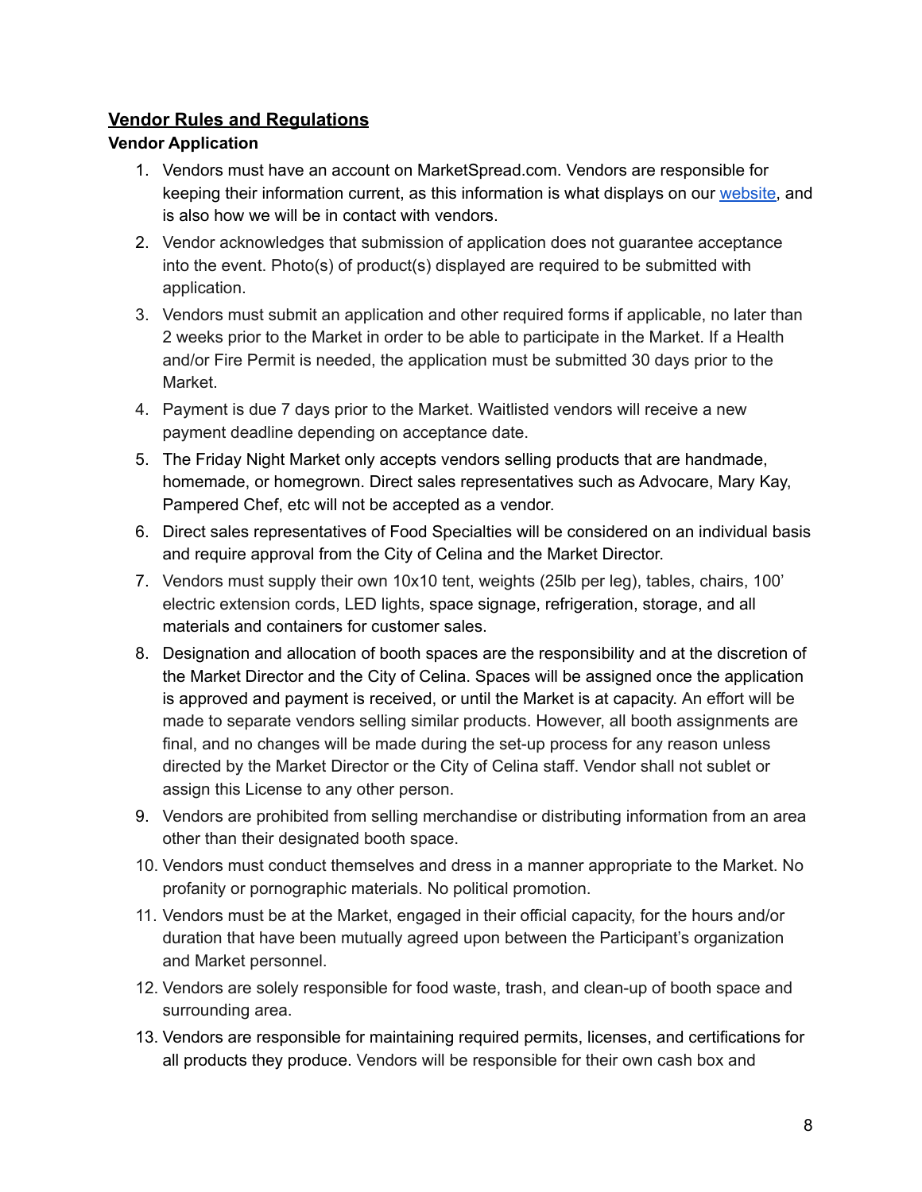## <u>Vendor Rules and Regulations</u>

### Vendor Application

1. Vendors must have an account on MarketSpread.com. Vendors are responsible for keeping their information current, as this information is what displays on our [website](), and is also how we will be in contact with vendors.
2. Vendor acknowledges that submission of application does not guarantee acceptance into the event. Photo(s) of product(s) displayed are required to be submitted with application.
3. Vendors must submit an application and other required forms if applicable, no later than 2 weeks prior to the Market in order to be able to participate in the Market. If a Health and/or Fire Permit is needed, the application must be submitted 30 days prior to the Market.
4. Payment is due 7 days prior to the Market. Waitlisted vendors will receive a new payment deadline depending on acceptance date.
5. The Friday Night Market only accepts vendors selling products that are handmade, homemade, or homegrown. Direct sales representatives such as Advocare, Mary Kay, Pampered Chef, etc will not be accepted as a vendor.
6. Direct sales representatives of Food Specialties will be considered on an individual basis and require approval from the City of Celina and the Market Director.
7. Vendors must supply their own 10x10 tent, weights (25lb per leg), tables, chairs, 100' electric extension cords, LED lights, space signage, refrigeration, storage, and all materials and containers for customer sales.
8. Designation and allocation of booth spaces are the responsibility and at the discretion of the Market Director and the City of Celina. Spaces will be assigned once the application is approved and payment is received, or until the Market is at capacity. An effort will be made to separate vendors selling similar products. However, all booth assignments are final, and no changes will be made during the set-up process for any reason unless directed by the Market Director or the City of Celina staff. Vendor shall not sublet or assign this License to any other person.
9. Vendors are prohibited from selling merchandise or distributing information from an area other than their designated booth space.
10. Vendors must conduct themselves and dress in a manner appropriate to the Market. No profanity or pornographic materials. No political promotion.
11. Vendors must be at the Market, engaged in their official capacity, for the hours and/or duration that have been mutually agreed upon between the Participant's organization and Market personnel.
12. Vendors are solely responsible for food waste, trash, and clean-up of booth space and surrounding area.
13. Vendors are responsible for maintaining required permits, licenses, and certifications for all products they produce. Vendors will be responsible for their own cash box and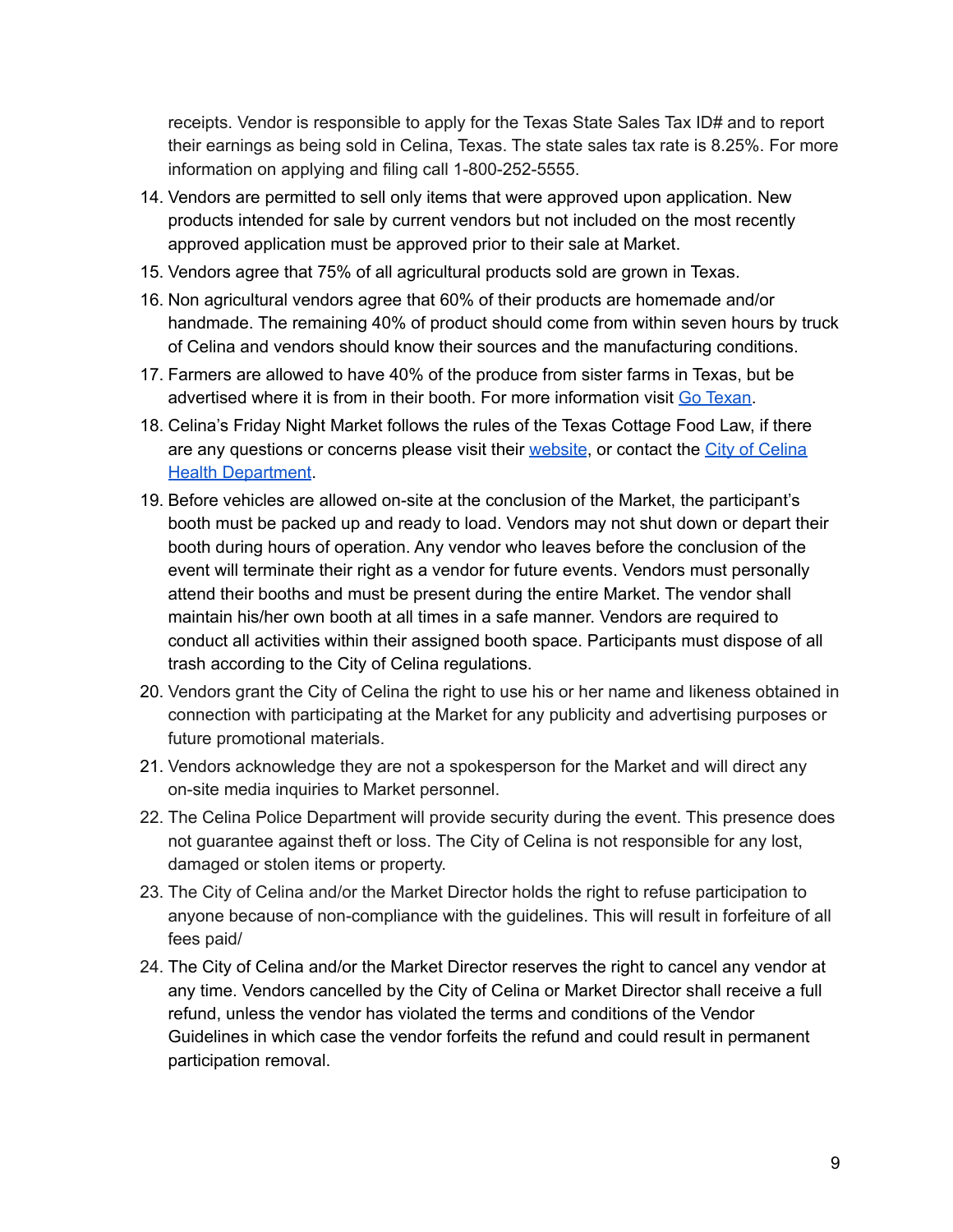receipts. Vendor is responsible to apply for the Texas State Sales Tax ID# and to report their earnings as being sold in Celina, Texas. The state sales tax rate is 8.25%. For more information on applying and filing call 1-800-252-5555.

14. Vendors are permitted to sell only items that were approved upon application. New products intended for sale by current vendors but not included on the most recently approved application must be approved prior to their sale at Market.
15. Vendors agree that 75% of all agricultural products sold are grown in Texas.
16. Non agricultural vendors agree that 60% of their products are homemade and/or handmade. The remaining 40% of product should come from within seven hours by truck of Celina and vendors should know their sources and the manufacturing conditions.
17. Farmers are allowed to have 40% of the produce from sister farms in Texas, but be advertised where it is from in their booth. For more information visit Go Texan.
18. Celina's Friday Night Market follows the rules of the Texas Cottage Food Law, if there are any questions or concerns please visit their website, or contact the City of Celina Health Department.
19. Before vehicles are allowed on-site at the conclusion of the Market, the participant's booth must be packed up and ready to load. Vendors may not shut down or depart their booth during hours of operation. Any vendor who leaves before the conclusion of the event will terminate their right as a vendor for future events. Vendors must personally attend their booths and must be present during the entire Market. The vendor shall maintain his/her own booth at all times in a safe manner. Vendors are required to conduct all activities within their assigned booth space. Participants must dispose of all trash according to the City of Celina regulations.
20. Vendors grant the City of Celina the right to use his or her name and likeness obtained in connection with participating at the Market for any publicity and advertising purposes or future promotional materials.
21. Vendors acknowledge they are not a spokesperson for the Market and will direct any on-site media inquiries to Market personnel.
22. The Celina Police Department will provide security during the event. This presence does not guarantee against theft or loss. The City of Celina is not responsible for any lost, damaged or stolen items or property.
23. The City of Celina and/or the Market Director holds the right to refuse participation to anyone because of non-compliance with the guidelines. This will result in forfeiture of all fees paid/
24. The City of Celina and/or the Market Director reserves the right to cancel any vendor at any time. Vendors cancelled by the City of Celina or Market Director shall receive a full refund, unless the vendor has violated the terms and conditions of the Vendor Guidelines in which case the vendor forfeits the refund and could result in permanent participation removal.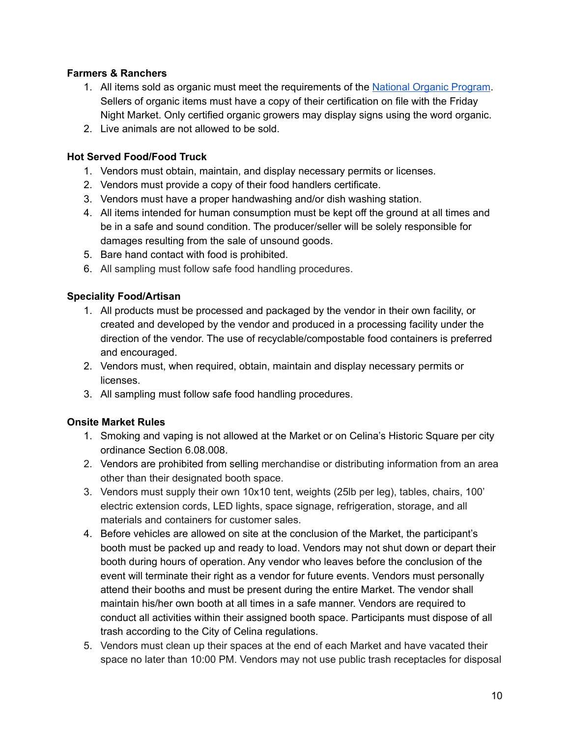**Farmers & Ranchers**

1. All items sold as organic must meet the requirements of the [National Organic Program](). Sellers of organic items must have a copy of their certification on file with the Friday Night Market. Only certified organic growers may display signs using the word organic.
2. Live animals are not allowed to be sold.

**Hot Served Food/Food Truck**

1. Vendors must obtain, maintain, and display necessary permits or licenses.
2. Vendors must provide a copy of their food handlers certificate.
3. Vendors must have a proper handwashing and/or dish washing station.
4. All items intended for human consumption must be kept off the ground at all times and be in a safe and sound condition. The producer/seller will be solely responsible for damages resulting from the sale of unsound goods.
5. Bare hand contact with food is prohibited.
6. All sampling must follow safe food handling procedures.

**Speciality Food/Artisan**

1. All products must be processed and packaged by the vendor in their own facility, or created and developed by the vendor and produced in a processing facility under the direction of the vendor. The use of recyclable/compostable food containers is preferred and encouraged.
2. Vendors must, when required, obtain, maintain and display necessary permits or licenses.
3. All sampling must follow safe food handling procedures.

**Onsite Market Rules**

1. Smoking and vaping is not allowed at the Market or on Celina's Historic Square per city ordinance Section 6.08.008.
2. Vendors are prohibited from selling merchandise or distributing information from an area other than their designated booth space.
3. Vendors must supply their own 10x10 tent, weights (25lb per leg), tables, chairs, 100' electric extension cords, LED lights, space signage, refrigeration, storage, and all materials and containers for customer sales.
4. Before vehicles are allowed on site at the conclusion of the Market, the participant's booth must be packed up and ready to load. Vendors may not shut down or depart their booth during hours of operation. Any vendor who leaves before the conclusion of the event will terminate their right as a vendor for future events. Vendors must personally attend their booths and must be present during the entire Market. The vendor shall maintain his/her own booth at all times in a safe manner. Vendors are required to conduct all activities within their assigned booth space. Participants must dispose of all trash according to the City of Celina regulations.
5. Vendors must clean up their spaces at the end of each Market and have vacated their space no later than 10:00 PM. Vendors may not use public trash receptacles for disposal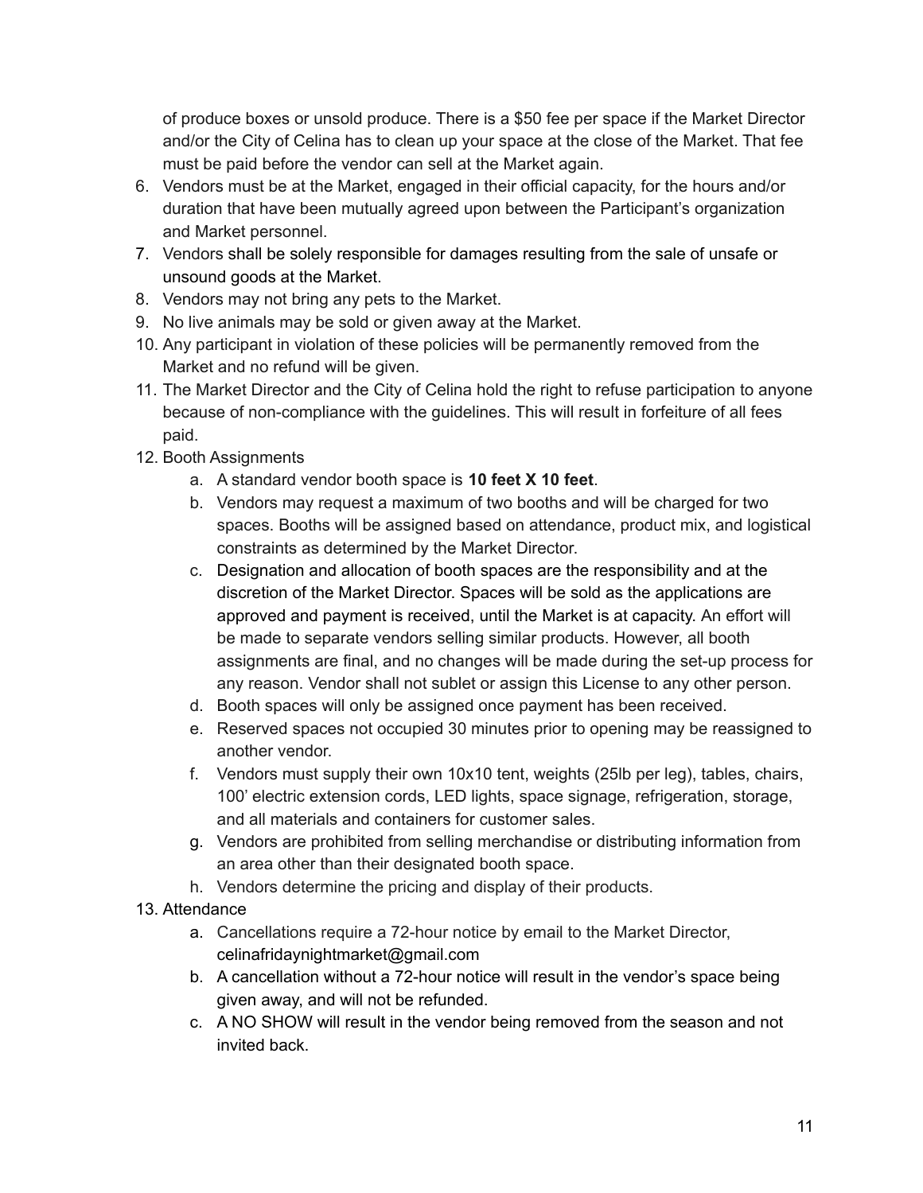of produce boxes or unsold produce. There is a $50 fee per space if the Market Director and/or the City of Celina has to clean up your space at the close of the Market. That fee must be paid before the vendor can sell at the Market again.

6. Vendors must be at the Market, engaged in their official capacity, for the hours and/or duration that have been mutually agreed upon between the Participant's organization and Market personnel.
7. Vendors shall be solely responsible for damages resulting from the sale of unsafe or unsound goods at the Market.
8. Vendors may not bring any pets to the Market.
9. No live animals may be sold or given away at the Market.
10. Any participant in violation of these policies will be permanently removed from the Market and no refund will be given.
11. The Market Director and the City of Celina hold the right to refuse participation to anyone because of non-compliance with the guidelines. This will result in forfeiture of all fees paid.
12. Booth Assignments
    a. A standard vendor booth space is **10 feet X 10 feet**.
    b. Vendors may request a maximum of two booths and will be charged for two spaces. Booths will be assigned based on attendance, product mix, and logistical constraints as determined by the Market Director.
    c. Designation and allocation of booth spaces are the responsibility and at the discretion of the Market Director. Spaces will be sold as the applications are approved and payment is received, until the Market is at capacity. An effort will be made to separate vendors selling similar products. However, all booth assignments are final, and no changes will be made during the set-up process for any reason. Vendor shall not sublet or assign this License to any other person.
    d. Booth spaces will only be assigned once payment has been received.
    e. Reserved spaces not occupied 30 minutes prior to opening may be reassigned to another vendor.
    f. Vendors must supply their own 10x10 tent, weights (25lb per leg), tables, chairs, 100' electric extension cords, LED lights, space signage, refrigeration, storage, and all materials and containers for customer sales.
    g. Vendors are prohibited from selling merchandise or distributing information from an area other than their designated booth space.
    h. Vendors determine the pricing and display of their products.
13. Attendance
    a. Cancellations require a 72-hour notice by email to the Market Director, celinafridaynightmarket@gmail.com
    b. A cancellation without a 72-hour notice will result in the vendor's space being given away, and will not be refunded.
    c. A NO SHOW will result in the vendor being removed from the season and not invited back.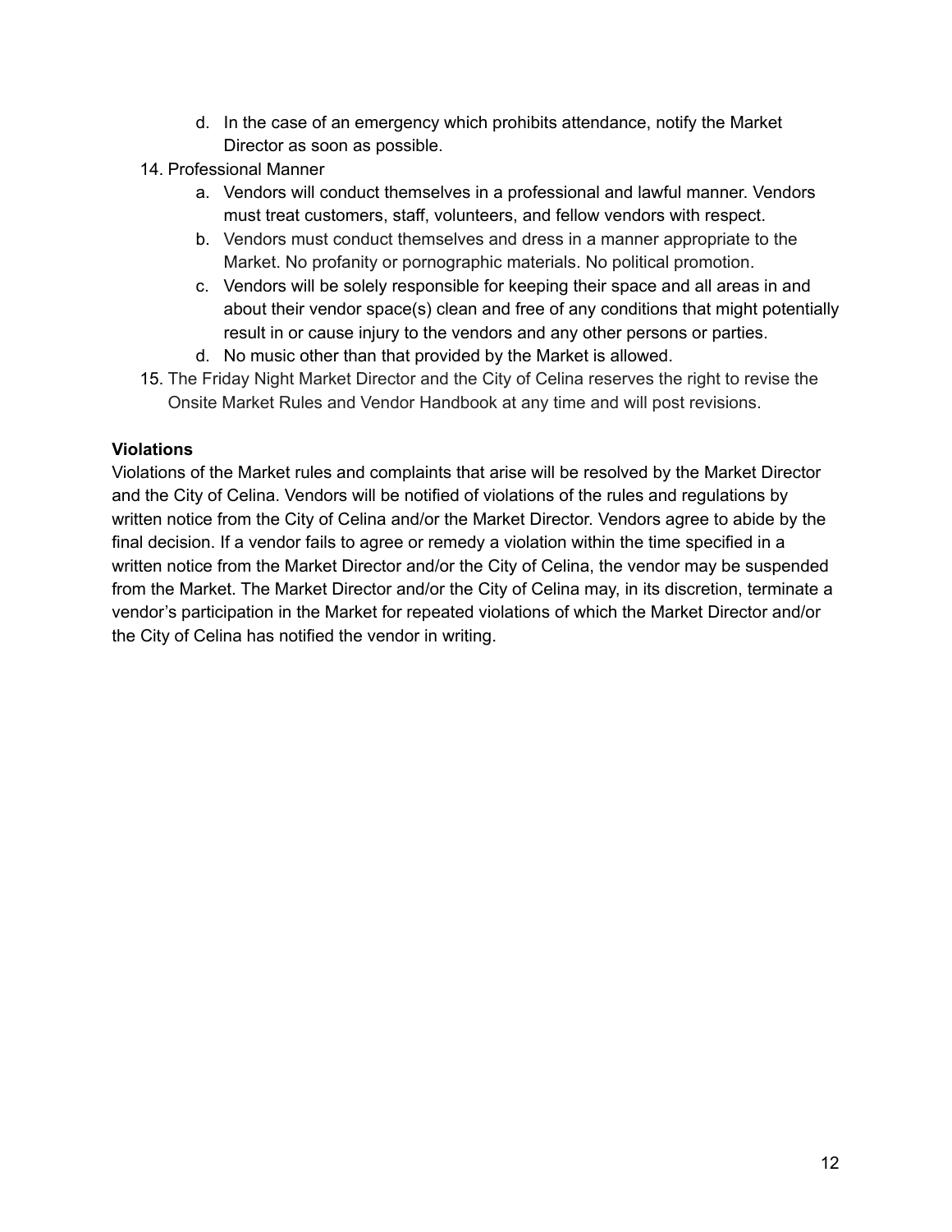d. In the case of an emergency which prohibits attendance, notify the Market Director as soon as possible.

14. Professional Manner
    a. Vendors will conduct themselves in a professional and lawful manner. Vendors must treat customers, staff, volunteers, and fellow vendors with respect.
    b. Vendors must conduct themselves and dress in a manner appropriate to the Market. No profanity or pornographic materials. No political promotion.
    c. Vendors will be solely responsible for keeping their space and all areas in and about their vendor space(s) clean and free of any conditions that might potentially result in or cause injury to the vendors and any other persons or parties.
    d. No music other than that provided by the Market is allowed.
15. The Friday Night Market Director and the City of Celina reserves the right to revise the Onsite Market Rules and Vendor Handbook at any time and will post revisions.

**Violations**

Violations of the Market rules and complaints that arise will be resolved by the Market Director and the City of Celina. Vendors will be notified of violations of the rules and regulations by written notice from the City of Celina and/or the Market Director. Vendors agree to abide by the final decision. If a vendor fails to agree or remedy a violation within the time specified in a written notice from the Market Director and/or the City of Celina, the vendor may be suspended from the Market. The Market Director and/or the City of Celina may, in its discretion, terminate a vendor's participation in the Market for repeated violations of which the Market Director and/or the City of Celina has notified the vendor in writing.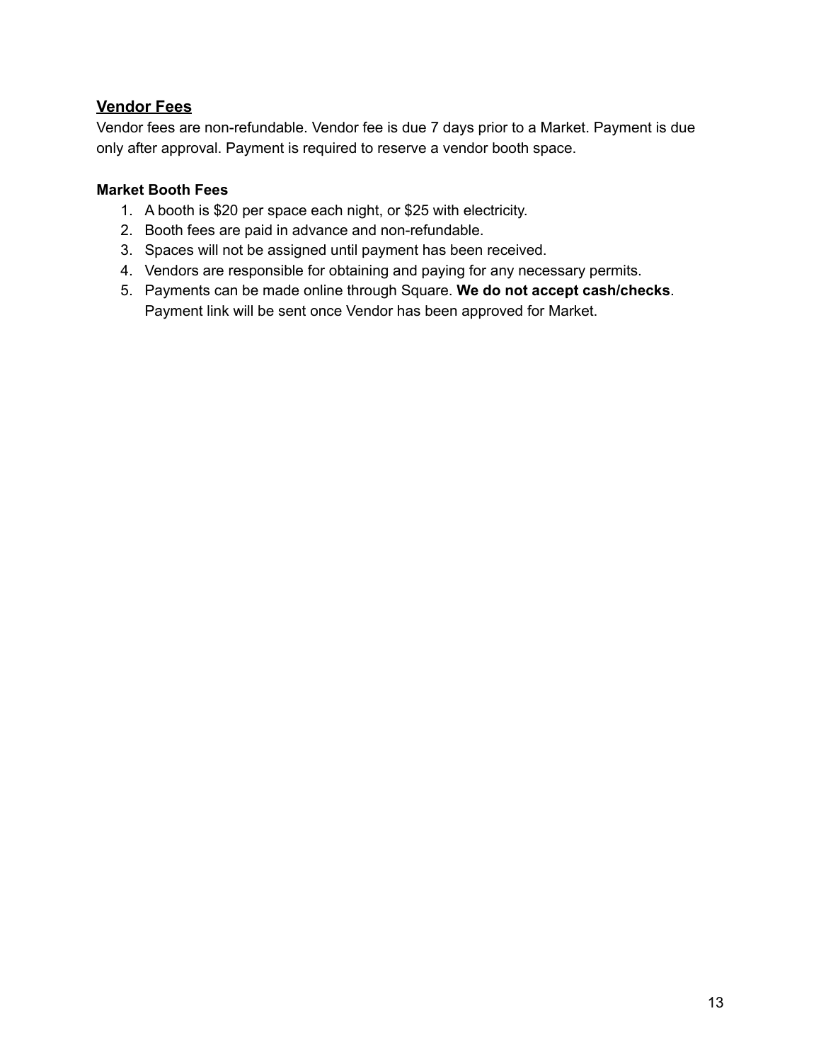## Vendor Fees

Vendor fees are non-refundable. Vendor fee is due 7 days prior to a Market. Payment is due only after approval. Payment is required to reserve a vendor booth space.

### Market Booth Fees

1. A booth is $20 per space each night, or $25 with electricity.
2. Booth fees are paid in advance and non-refundable.
3. Spaces will not be assigned until payment has been received.
4. Vendors are responsible for obtaining and paying for any necessary permits.
5. Payments can be made online through Square. **We do not accept cash/checks**. Payment link will be sent once Vendor has been approved for Market.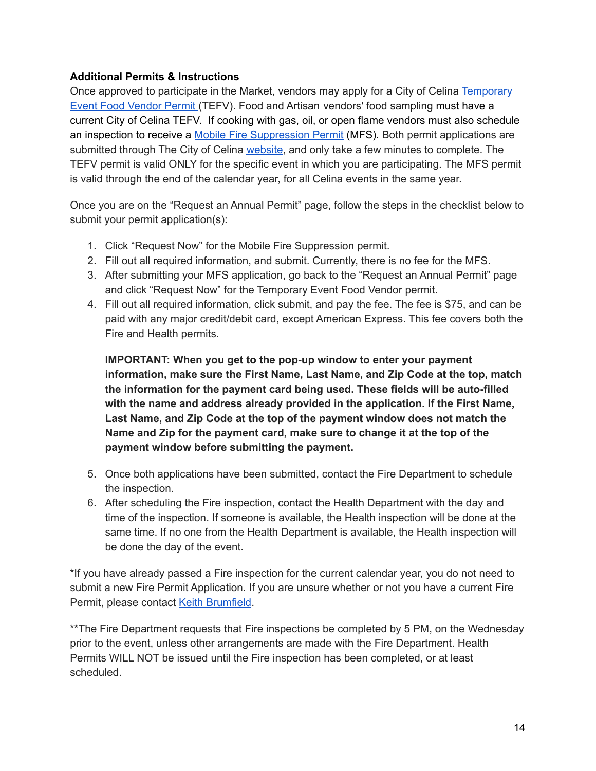**Additional Permits & Instructions**

Once approved to participate in the Market, vendors may apply for a City of Celina Temporary Event Food Vendor Permit (TEFV). Food and Artisan vendors' food sampling must have a current City of Celina TEFV. If cooking with gas, oil, or open flame vendors must also schedule an inspection to receive a Mobile Fire Suppression Permit (MFS). Both permit applications are submitted through The City of Celina website, and only take a few minutes to complete. The TEFV permit is valid ONLY for the specific event in which you are participating. The MFS permit is valid through the end of the calendar year, for all Celina events in the same year.

Once you are on the "Request an Annual Permit" page, follow the steps in the checklist below to submit your permit application(s):

1. Click "Request Now" for the Mobile Fire Suppression permit.
2. Fill out all required information, and submit. Currently, there is no fee for the MFS.
3. After submitting your MFS application, go back to the "Request an Annual Permit" page and click "Request Now" for the Temporary Event Food Vendor permit.
4. Fill out all required information, click submit, and pay the fee. The fee is $75, and can be paid with any major credit/debit card, except American Express. This fee covers both the Fire and Health permits.

   **IMPORTANT: When you get to the pop-up window to enter your payment information, make sure the First Name, Last Name, and Zip Code at the top, match the information for the payment card being used. These fields will be auto-filled with the name and address already provided in the application. If the First Name, Last Name, and Zip Code at the top of the payment window does not match the Name and Zip for the payment card, make sure to change it at the top of the payment window before submitting the payment.**

5. Once both applications have been submitted, contact the Fire Department to schedule the inspection.
6. After scheduling the Fire inspection, contact the Health Department with the day and time of the inspection. If someone is available, the Health inspection will be done at the same time. If no one from the Health Department is available, the Health inspection will be done the day of the event.

*If you have already passed a Fire inspection for the current calendar year, you do not need to submit a new Fire Permit Application. If you are unsure whether or not you have a current Fire Permit, please contact Keith Brumfield.

**The Fire Department requests that Fire inspections be completed by 5 PM, on the Wednesday prior to the event, unless other arrangements are made with the Fire Department. Health Permits WILL NOT be issued until the Fire inspection has been completed, or at least scheduled.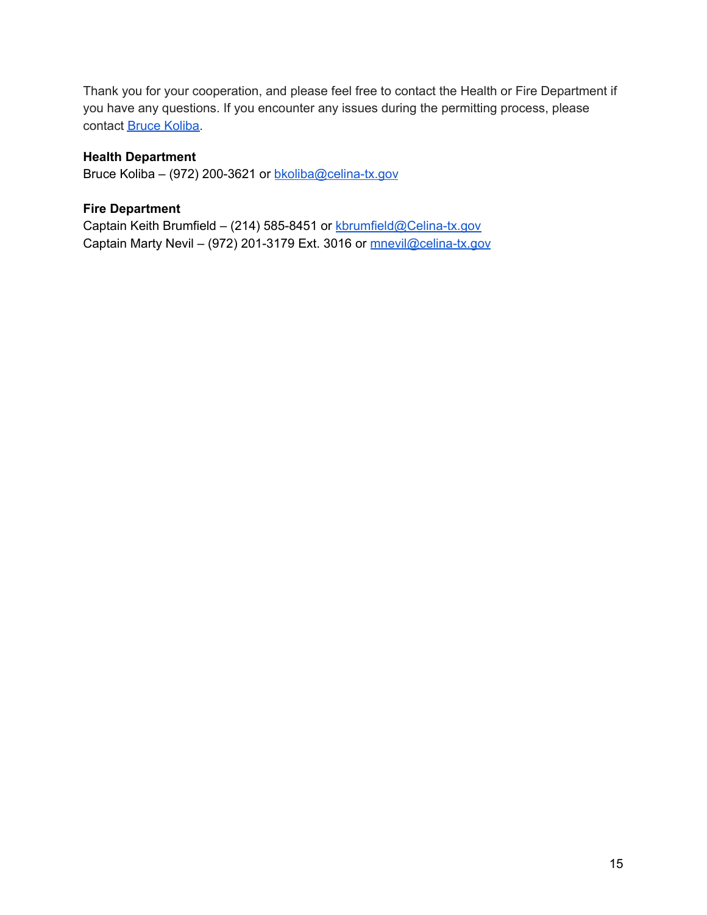Thank you for your cooperation, and please feel free to contact the Health or Fire Department if you have any questions. If you encounter any issues during the permitting process, please contact Bruce Koliba.

**Health Department**
Bruce Koliba – (972) 200-3621 or bkoliba@celina-tx.gov

**Fire Department**
Captain Keith Brumfield – (214) 585-8451 or kbrumfield@Celina-tx.gov
Captain Marty Nevil – (972) 201-3179 Ext. 3016 or mnevil@celina-tx.gov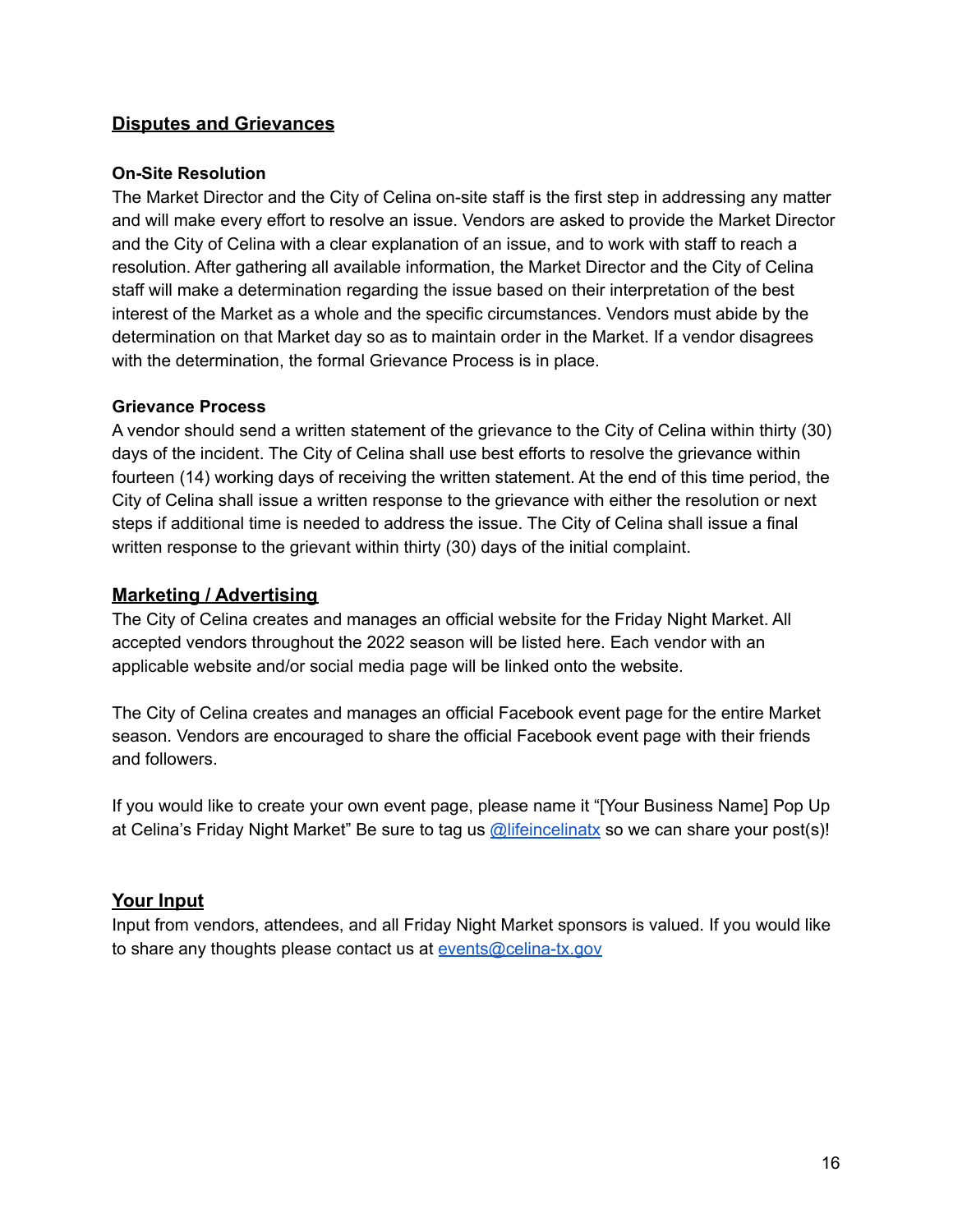## Disputes and Grievances

### On-Site Resolution

The Market Director and the City of Celina on-site staff is the first step in addressing any matter and will make every effort to resolve an issue. Vendors are asked to provide the Market Director and the City of Celina with a clear explanation of an issue, and to work with staff to reach a resolution. After gathering all available information, the Market Director and the City of Celina staff will make a determination regarding the issue based on their interpretation of the best interest of the Market as a whole and the specific circumstances. Vendors must abide by the determination on that Market day so as to maintain order in the Market. If a vendor disagrees with the determination, the formal Grievance Process is in place.

### Grievance Process

A vendor should send a written statement of the grievance to the City of Celina within thirty (30) days of the incident. The City of Celina shall use best efforts to resolve the grievance within fourteen (14) working days of receiving the written statement. At the end of this time period, the City of Celina shall issue a written response to the grievance with either the resolution or next steps if additional time is needed to address the issue. The City of Celina shall issue a final written response to the grievant within thirty (30) days of the initial complaint.

## Marketing / Advertising

The City of Celina creates and manages an official website for the Friday Night Market. All accepted vendors throughout the 2022 season will be listed here. Each vendor with an applicable website and/or social media page will be linked onto the website.

The City of Celina creates and manages an official Facebook event page for the entire Market season. Vendors are encouraged to share the official Facebook event page with their friends and followers.

If you would like to create your own event page, please name it "[Your Business Name] Pop Up at Celina's Friday Night Market" Be sure to tag us @lifeincelinatx so we can share your post(s)!

## Your Input

Input from vendors, attendees, and all Friday Night Market sponsors is valued. If you would like to share any thoughts please contact us at events@celina-tx.gov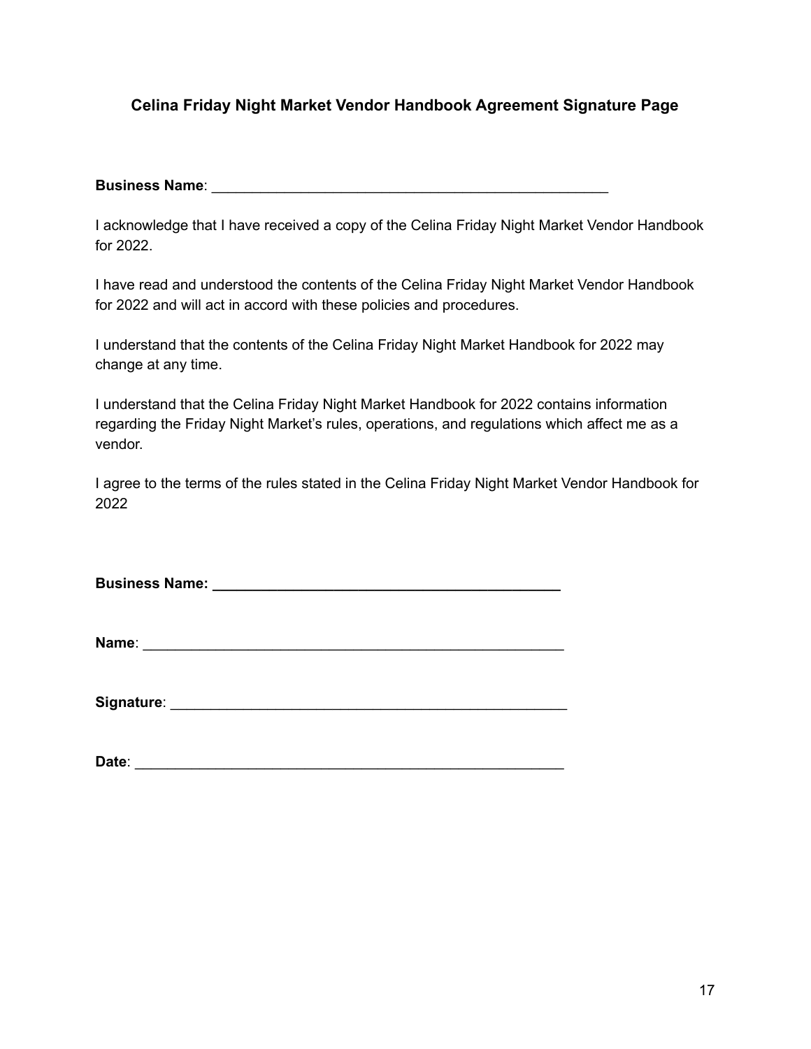### Celina Friday Night Market Vendor Handbook Agreement Signature Page

**Business Name**: ___________________________________________________

I acknowledge that I have received a copy of the Celina Friday Night Market Vendor Handbook for 2022.

I have read and understood the contents of the Celina Friday Night Market Vendor Handbook for 2022 and will act in accord with these policies and procedures.

I understand that the contents of the Celina Friday Night Market Handbook for 2022 may change at any time.

I understand that the Celina Friday Night Market Handbook for 2022 contains information regarding the Friday Night Market's rules, operations, and regulations which affect me as a vendor.

I agree to the terms of the rules stated in the Celina Friday Night Market Vendor Handbook for 2022

**Business Name: ____________________________________________**

**Name**: _____________________________________________________

**Signature**: _________________________________________________

**Date**: ______________________________________________________